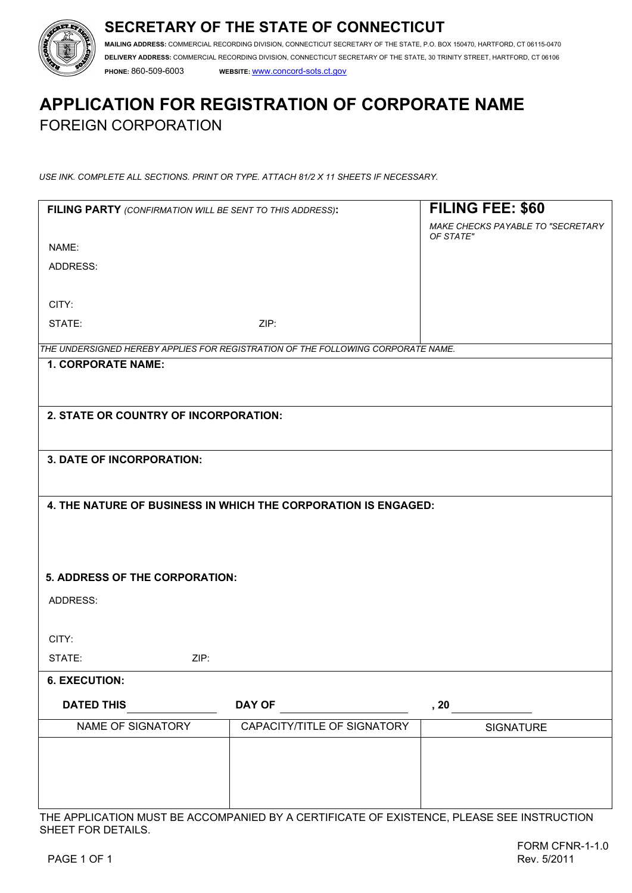# SECRETARY OF THE STATE OF CONNECTICUT

**MAILING ADDRESS:** COMMERCIAL RECORDING DIVISION, CONNECTICUT SECRETARY OF THE STATE, P.O. BOX 150470, HARTFORD, CT 06115-0470
**DELIVERY ADDRESS:** COMMERCIAL RECORDING DIVISION, CONNECTICUT SECRETARY OF THE STATE, 30 TRINITY STREET, HARTFORD, CT 06106
**PHONE:** 860-509-6003 **WEBSITE:** www.concord-sots.ct.gov

# APPLICATION FOR REGISTRATION OF CORPORATE NAME

## FOREIGN CORPORATION

*USE INK. COMPLETE ALL SECTIONS. PRINT OR TYPE. ATTACH 81/2 X 11 SHEETS IF NECESSARY.*

| **FILING PARTY** *(CONFIRMATION WILL BE SENT TO THIS ADDRESS)***:** | **FILING FEE: $60** |
|---|---|
| NAME: | *MAKE CHECKS PAYABLE TO "SECRETARY OF STATE"* |
| ADDRESS: | |
| CITY: | |
| STATE: ZIP: | |

*THE UNDERSIGNED HEREBY APPLIES FOR REGISTRATION OF THE FOLLOWING CORPORATE NAME.*

**1. CORPORATE NAME:**

**2. STATE OR COUNTRY OF INCORPORATION:**

**3. DATE OF INCORPORATION:**

**4. THE NATURE OF BUSINESS IN WHICH THE CORPORATION IS ENGAGED:**

**5. ADDRESS OF THE CORPORATION:**

ADDRESS:

CITY:

STATE: ZIP:

**6. EXECUTION:**

**DATED THIS** ______ **DAY OF** ______ **, 20** ______

| NAME OF SIGNATORY | CAPACITY/TITLE OF SIGNATORY | SIGNATURE |
|---|---|---|
| | | |

THE APPLICATION MUST BE ACCOMPANIED BY A CERTIFICATE OF EXISTENCE, PLEASE SEE INSTRUCTION SHEET FOR DETAILS.

FORM CFNR-1-1.0
Rev. 5/2011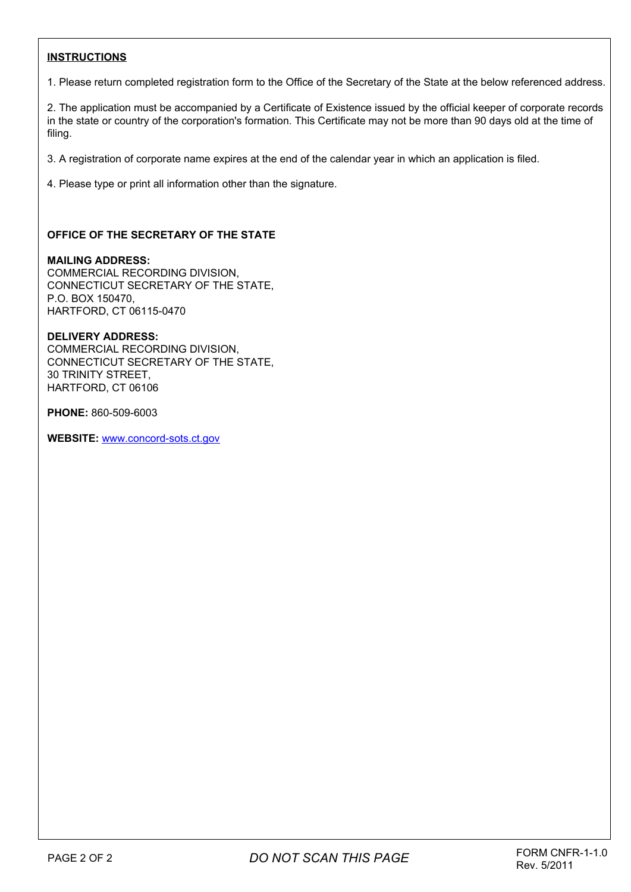## INSTRUCTIONS

1. Please return completed registration form to the Office of the Secretary of the State at the below referenced address.

2. The application must be accompanied by a Certificate of Existence issued by the official keeper of corporate records in the state or country of the corporation's formation. This Certificate may not be more than 90 days old at the time of filing.

3. A registration of corporate name expires at the end of the calendar year in which an application is filed.

4. Please type or print all information other than the signature.

**OFFICE OF THE SECRETARY OF THE STATE**

**MAILING ADDRESS:**
COMMERCIAL RECORDING DIVISION,
CONNECTICUT SECRETARY OF THE STATE,
P.O. BOX 150470,
HARTFORD, CT 06115-0470

**DELIVERY ADDRESS:**
COMMERCIAL RECORDING DIVISION,
CONNECTICUT SECRETARY OF THE STATE,
30 TRINITY STREET,
HARTFORD, CT 06106

**PHONE:** 860-509-6003

**WEBSITE:** www.concord-sots.ct.gov

*DO NOT SCAN THIS PAGE*

FORM CNFR-1-1.0
Rev. 5/2011